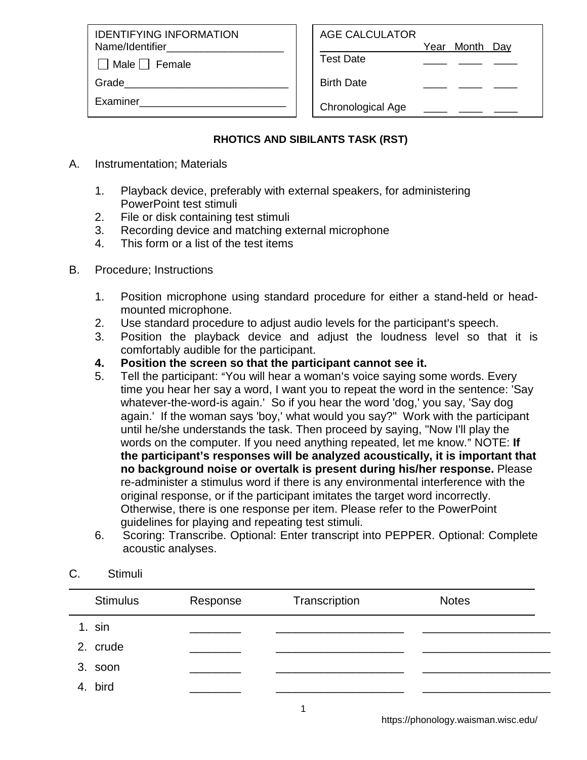| IDENTIFYING INFORMATION | |
|---|---|
| Name/Identifier____________________ | |
| ☐ Male ☐ Female | |
| Grade____________________________ | |
| Examiner_________________________ | |

| AGE CALCULATOR | Year | Month | Day |
|---|---|---|---|
| Test Date | ____ | ____ | ____ |
| Birth Date | ____ | ____ | ____ |
| Chronological Age | ____ | ____ | ____ |

**RHOTICS AND SIBILANTS TASK (RST)**

A. Instrumentation; Materials

1. Playback device, preferably with external speakers, for administering PowerPoint test stimuli
2. File or disk containing test stimuli
3. Recording device and matching external microphone
4. This form or a list of the test items

B. Procedure; Instructions

1. Position microphone using standard procedure for either a stand-held or head-mounted microphone.
2. Use standard procedure to adjust audio levels for the participant's speech.
3. Position the playback device and adjust the loudness level so that it is comfortably audible for the participant.
4. **Position the screen so that the participant cannot see it.**
5. Tell the participant: "You will hear a woman's voice saying some words. Every time you hear her say a word, I want you to repeat the word in the sentence: 'Say whatever-the-word-is again.' So if you hear the word 'dog,' you say, 'Say dog again.' If the woman says 'boy,' what would you say?" Work with the participant until he/she understands the task. Then proceed by saying, "Now I'll play the words on the computer. If you need anything repeated, let me know." NOTE: **If the participant's responses will be analyzed acoustically, it is important that no background noise or overtalk is present during his/her response.** Please re-administer a stimulus word if there is any environmental interference with the original response, or if the participant imitates the target word incorrectly. Otherwise, there is one response per item. Please refer to the PowerPoint guidelines for playing and repeating test stimuli.
6. Scoring: Transcribe. Optional: Enter transcript into PEPPER. Optional: Complete acoustic analyses.

C. Stimuli

| Stimulus | Response | Transcription | Notes |
|---|---|---|---|
| 1. sin | ________ | ____________________ | ____________________ |
| 2. crude | ________ | ____________________ | ____________________ |
| 3. soon | ________ | ____________________ | ____________________ |
| 4. bird | ________ | ____________________ | ____________________ |

https://phonology.waisman.wisc.edu/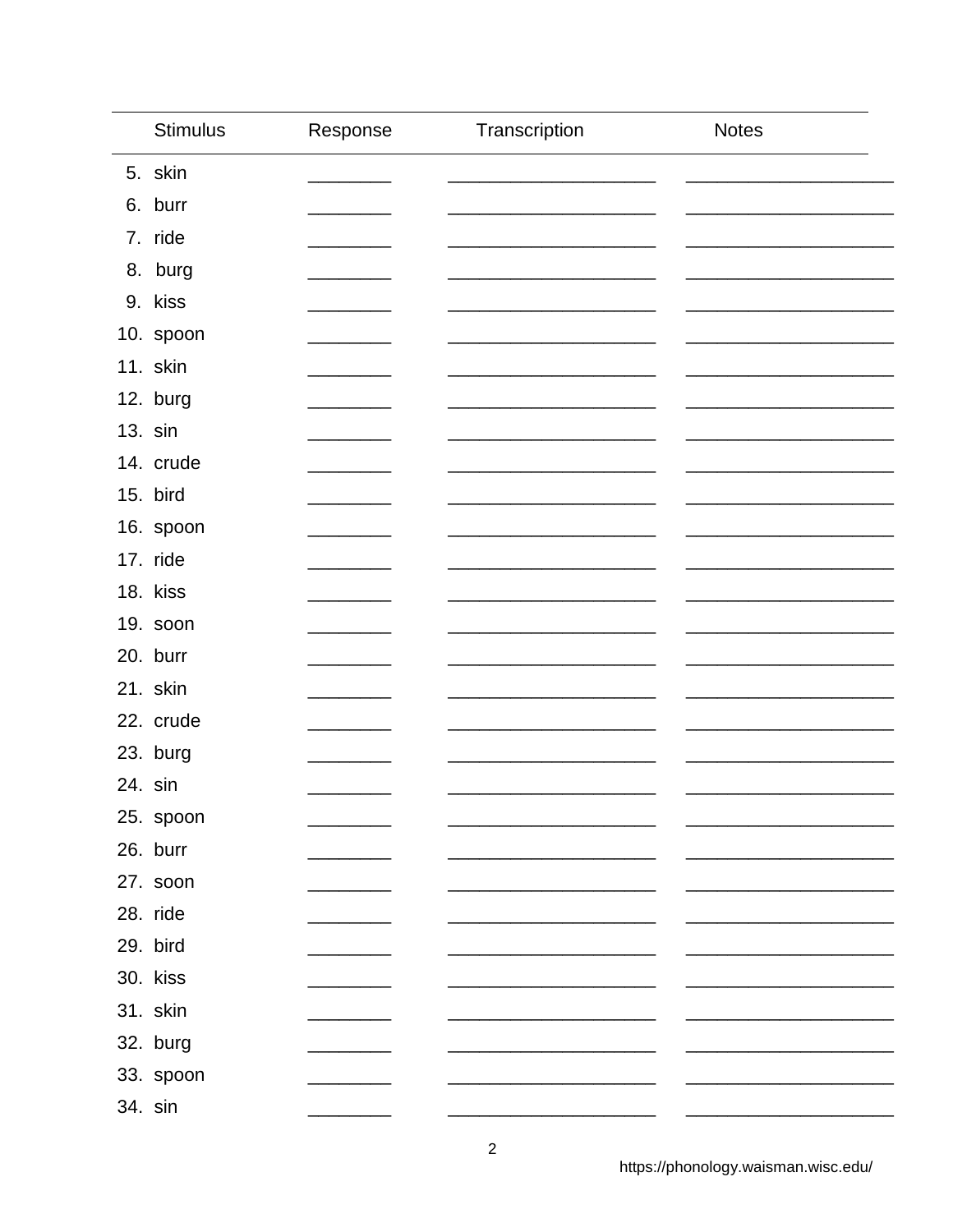| | Stimulus | Response | Transcription | Notes |
|---|---|---|---|---|
| 5. | skin | ________ | ____________________ | ____________________ |
| 6. | burr | ________ | ____________________ | ____________________ |
| 7. | ride | ________ | ____________________ | ____________________ |
| 8. | burg | ________ | ____________________ | ____________________ |
| 9. | kiss | ________ | ____________________ | ____________________ |
| 10. | spoon | ________ | ____________________ | ____________________ |
| 11. | skin | ________ | ____________________ | ____________________ |
| 12. | burg | ________ | ____________________ | ____________________ |
| 13. | sin | ________ | ____________________ | ____________________ |
| 14. | crude | ________ | ____________________ | ____________________ |
| 15. | bird | ________ | ____________________ | ____________________ |
| 16. | spoon | ________ | ____________________ | ____________________ |
| 17. | ride | ________ | ____________________ | ____________________ |
| 18. | kiss | ________ | ____________________ | ____________________ |
| 19. | soon | ________ | ____________________ | ____________________ |
| 20. | burr | ________ | ____________________ | ____________________ |
| 21. | skin | ________ | ____________________ | ____________________ |
| 22. | crude | ________ | ____________________ | ____________________ |
| 23. | burg | ________ | ____________________ | ____________________ |
| 24. | sin | ________ | ____________________ | ____________________ |
| 25. | spoon | ________ | ____________________ | ____________________ |
| 26. | burr | ________ | ____________________ | ____________________ |
| 27. | soon | ________ | ____________________ | ____________________ |
| 28. | ride | ________ | ____________________ | ____________________ |
| 29. | bird | ________ | ____________________ | ____________________ |
| 30. | kiss | ________ | ____________________ | ____________________ |
| 31. | skin | ________ | ____________________ | ____________________ |
| 32. | burg | ________ | ____________________ | ____________________ |
| 33. | spoon | ________ | ____________________ | ____________________ |
| 34. | sin | ________ | ____________________ | ____________________ |

https://phonology.waisman.wisc.edu/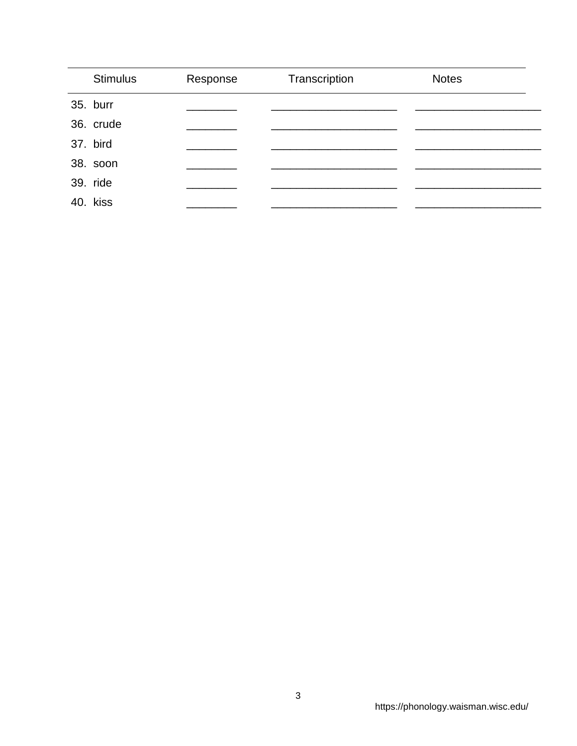| Stimulus | Response | Transcription | Notes |
| --- | --- | --- | --- |
| 35. burr | ________ | ____________________ | ____________________ |
| 36. crude | ________ | ____________________ | ____________________ |
| 37. bird | ________ | ____________________ | ____________________ |
| 38. soon | ________ | ____________________ | ____________________ |
| 39. ride | ________ | ____________________ | ____________________ |
| 40. kiss | ________ | ____________________ | ____________________ |

https://phonology.waisman.wisc.edu/